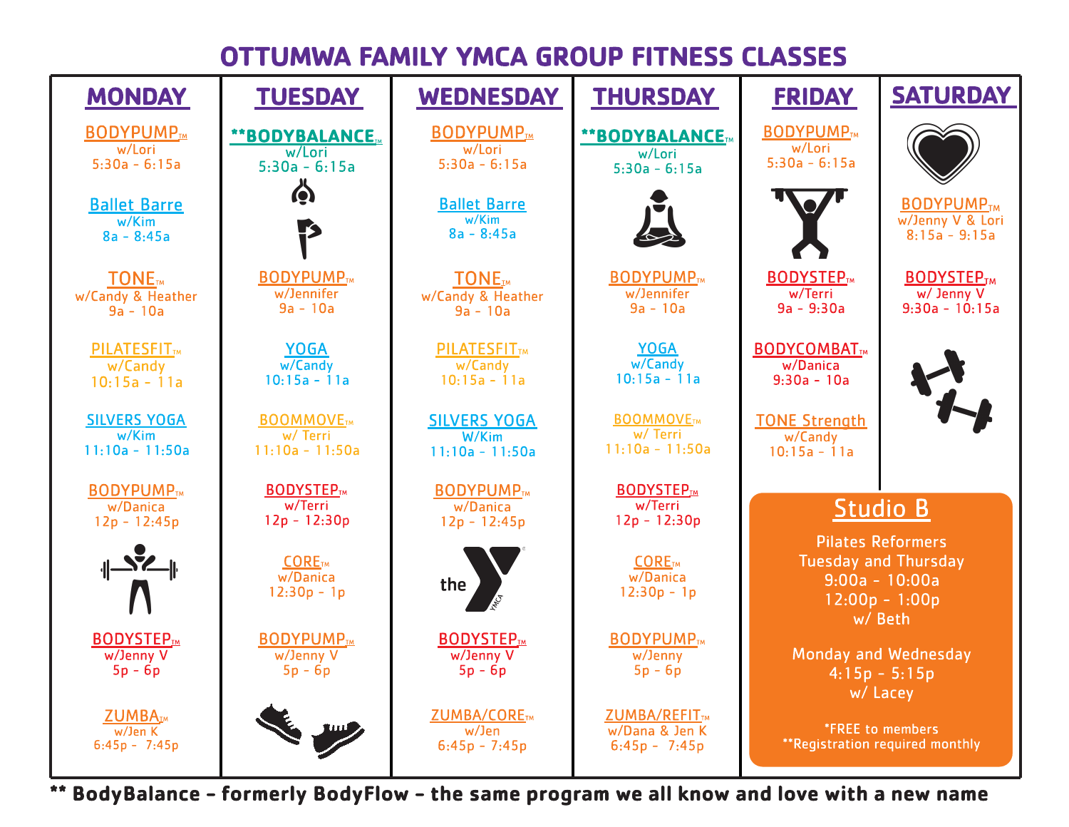# OTTUMWA FAMILY YMCA GROUP FITNESS CLASSES

| MONDAY | TUESDAY | WEDNESDAY | THURSDAY | FRIDAY | SATURDAY |
|---|---|---|---|---|---|
| BODYPUMP™ w/Lori 5:30a - 6:15a | **BODYBALANCE™ w/Lori 5:30a - 6:15a | BODYPUMP™ w/Lori 5:30a - 6:15a | **BODYBALANCE™ w/Lori 5:30a - 6:15a | BODYPUMP™ w/Lori 5:30a - 6:15a | BODYPUMP™ w/Jenny V & Lori 8:15a - 9:15a |
| Ballet Barre w/Kim 8a - 8:45a | | Ballet Barre w/Kim 8a - 8:45a | | | BODYSTEP™ w/ Jenny V 9:30a - 10:15a |
| TONE™ w/Candy & Heather 9a - 10a | BODYPUMP™ w/Jennifer 9a - 10a | TONE™ w/Candy & Heather 9a - 10a | BODYPUMP™ w/Jennifer 9a - 10a | BODYSTEP™ w/Terri 9a - 9:30a | |
| PILATESFIT™ w/Candy 10:15a - 11a | YOGA w/Candy 10:15a - 11a | PILATESFIT™ w/Candy 10:15a - 11a | YOGA w/Candy 10:15a - 11a | BODYCOMBAT™ w/Danica 9:30a - 10a | |
| SILVERS YOGA w/Kim 11:10a - 11:50a | BOOMMOVE™ w/ Terri 11:10a - 11:50a | SILVERS YOGA W/Kim 11:10a - 11:50a | BOOMMOVE™ w/ Terri 11:10a - 11:50a | TONE Strength w/Candy 10:15a - 11a | |
| BODYPUMP™ w/Danica 12p - 12:45p | BODYSTEP™ w/Terri 12p - 12:30p | BODYPUMP™ w/Danica 12p - 12:45p | BODYSTEP™ w/Terri 12p - 12:30p | | |
| | CORE™ w/Danica 12:30p - 1p | | CORE™ w/Danica 12:30p - 1p | | |
| BODYSTEP™ w/Jenny V 5p - 6p | BODYPUMP™ w/Jenny V 5p - 6p | BODYSTEP™ w/Jenny V 5p - 6p | BODYPUMP™ w/Jenny 5p - 6p | | |
| ZUMBA™ w/Jen K 6:45p - 7:45p | | ZUMBA/CORE™ w/Jen 6:45p - 7:45p | ZUMBA/REFIT™ w/Dana & Jen K 6:45p - 7:45p | | |

## Studio B

Pilates Reformers
Tuesday and Thursday
9:00a - 10:00a
12:00p - 1:00p
w/ Beth

Monday and Wednesday
4:15p - 5:15p
w/ Lacey

*FREE to members
**Registration required monthly

**** BodyBalance - formerly BodyFlow - the same program we all know and love with a new name**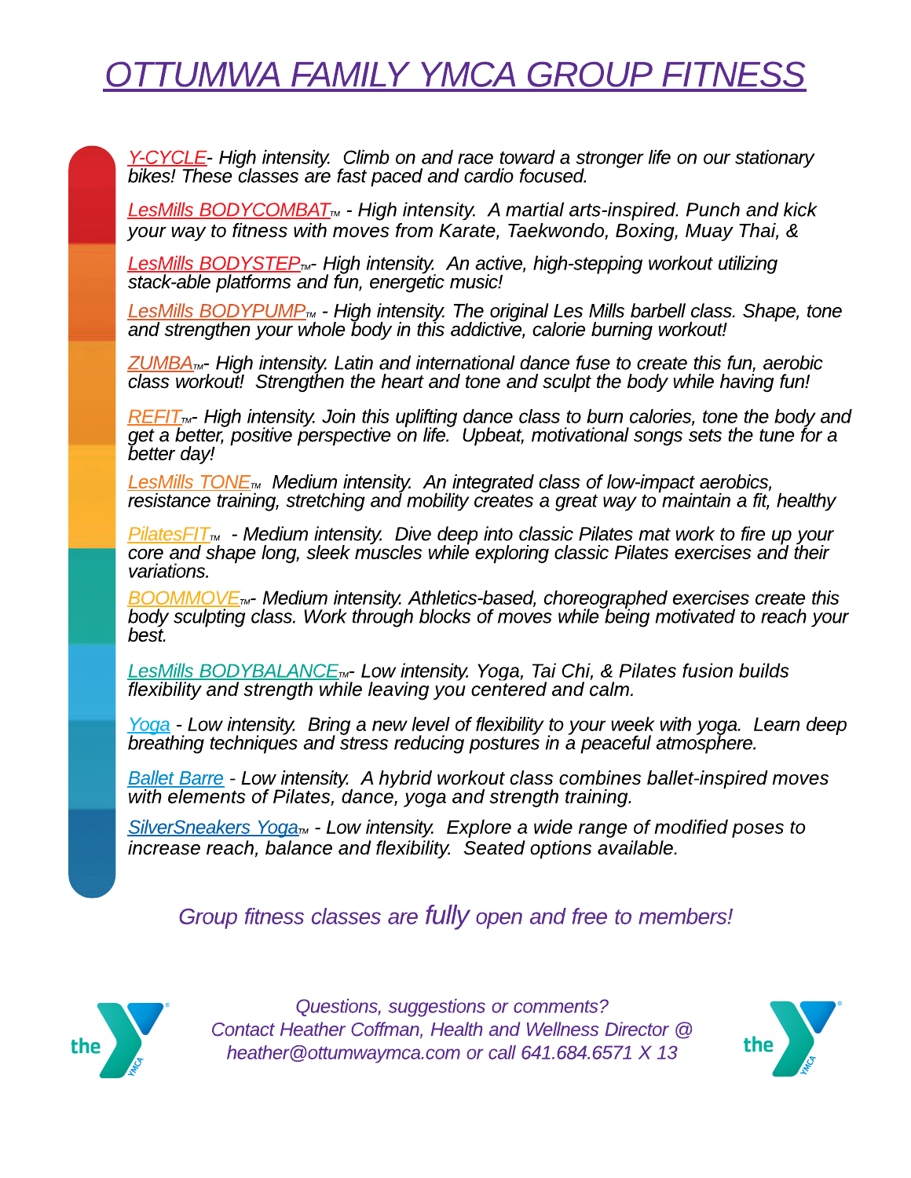# OTTUMWA FAMILY YMCA GROUP FITNESS

*Y-CYCLE- High intensity. Climb on and race toward a stronger life on our stationary bikes! These classes are fast paced and cardio focused.*

*LesMills BODYCOMBAT™ - High intensity. A martial arts-inspired. Punch and kick your way to fitness with moves from Karate, Taekwondo, Boxing, Muay Thai, &*

*LesMills BODYSTEP™- High intensity. An active, high-stepping workout utilizing stack-able platforms and fun, energetic music!*

*LesMills BODYPUMP™ - High intensity. The original Les Mills barbell class. Shape, tone and strengthen your whole body in this addictive, calorie burning workout!*

*ZUMBA™- High intensity. Latin and international dance fuse to create this fun, aerobic class workout! Strengthen the heart and tone and sculpt the body while having fun!*

*REFIT™- High intensity. Join this uplifting dance class to burn calories, tone the body and get a better, positive perspective on life. Upbeat, motivational songs sets the tune for a better day!*

*LesMills TONE™ Medium intensity. An integrated class of low-impact aerobics, resistance training, stretching and mobility creates a great way to maintain a fit, healthy*

*PilatesFIT™ - Medium intensity. Dive deep into classic Pilates mat work to fire up your core and shape long, sleek muscles while exploring classic Pilates exercises and their variations.*

*BOOMMOVE™- Medium intensity. Athletics-based, choreographed exercises create this body sculpting class. Work through blocks of moves while being motivated to reach your best.*

*LesMills BODYBALANCE™- Low intensity. Yoga, Tai Chi, & Pilates fusion builds flexibility and strength while leaving you centered and calm.*

*Yoga - Low intensity. Bring a new level of flexibility to your week with yoga. Learn deep breathing techniques and stress reducing postures in a peaceful atmosphere.*

*Ballet Barre - Low intensity. A hybrid workout class combines ballet-inspired moves with elements of Pilates, dance, yoga and strength training.*

*SilverSneakers Yoga™ - Low intensity. Explore a wide range of modified poses to increase reach, balance and flexibility. Seated options available.*

*Group fitness classes are fully open and free to members!*

*Questions, suggestions or comments?*
*Contact Heather Coffman, Health and Wellness Director @ heather@ottumwaymca.com or call 641.684.6571 X 13*